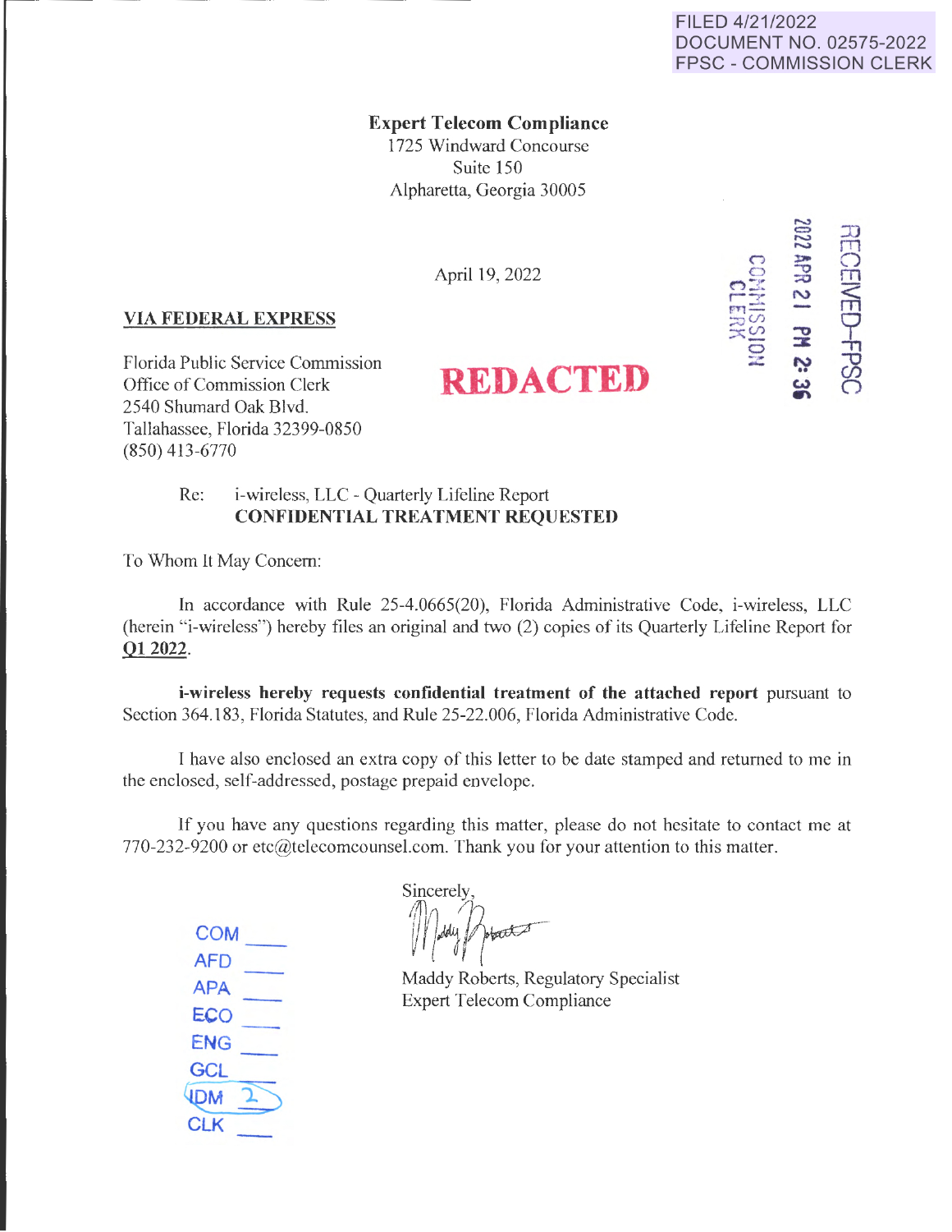FILED 4/21/2022
DOCUMENT NO. 02575-2022
FPSC - COMMISSION CLERK

**Expert Telecom Compliance**
1725 Windward Concourse
Suite 150
Alpharetta, Georgia 30005

RECEIVED-FPSC
2022 APR 21 PM 2:36
COMMISSION CLERK

April 19, 2022

**VIA FEDERAL EXPRESS**

Florida Public Service Commission
Office of Commission Clerk
2540 Shumard Oak Blvd.
Tallahassee, Florida 32399-0850
(850) 413-6770

**REDACTED**

Re: i-wireless, LLC - Quarterly Lifeline Report
**CONFIDENTIAL TREATMENT REQUESTED**

To Whom It May Concern:

In accordance with Rule 25-4.0665(20), Florida Administrative Code, i-wireless, LLC (herein "i-wireless") hereby files an original and two (2) copies of its Quarterly Lifeline Report for **Q1 2022**.

**i-wireless hereby requests confidential treatment of the attached report** pursuant to Section 364.183, Florida Statutes, and Rule 25-22.006, Florida Administrative Code.

I have also enclosed an extra copy of this letter to be date stamped and returned to me in the enclosed, self-addressed, postage prepaid envelope.

If you have any questions regarding this matter, please do not hesitate to contact me at 770-232-9200 or etc@telecomcounsel.com. Thank you for your attention to this matter.

Sincerely,

Maddy Roberts, Regulatory Specialist
Expert Telecom Compliance

COM ___
AFD ___
APA ___
ECO ___
ENG ___
GCL ___
IDM 2
CLK ___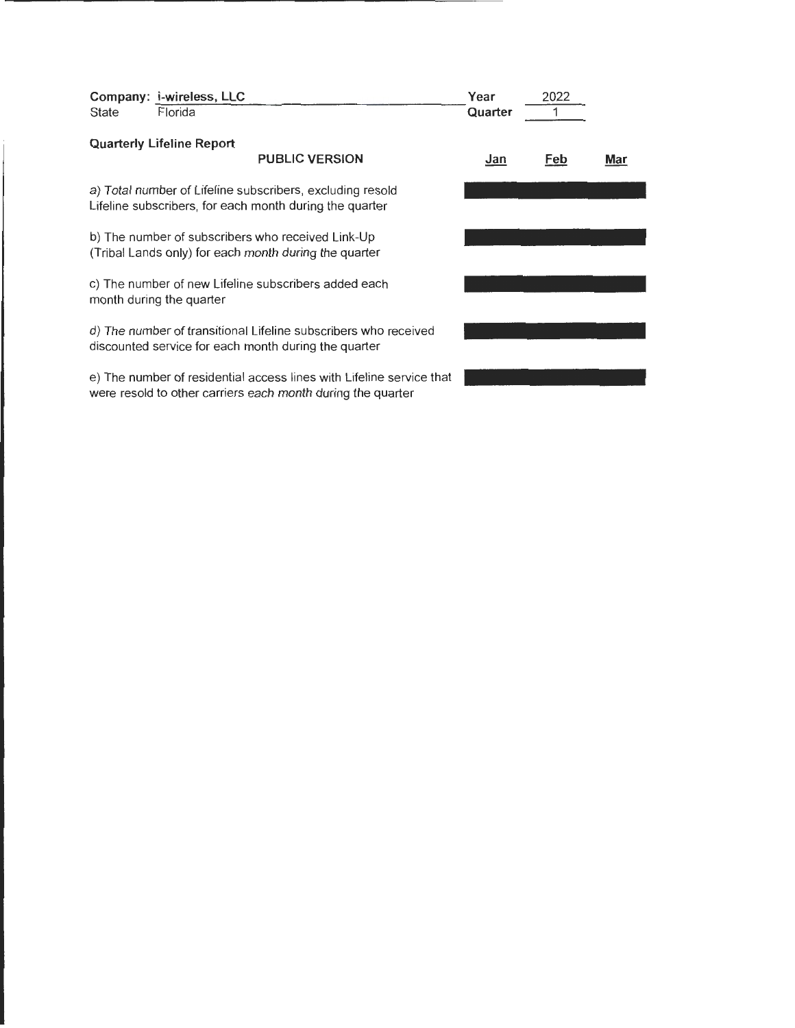| Company: i-wireless, LLC | Year | 2022 |
| --- | --- | --- |
| State: Florida | Quarter | 1 |

**Quarterly Lifeline Report**

**PUBLIC VERSION**

| | Jan | Feb | Mar |
| --- | --- | --- | --- |
| a) Total number of Lifeline subscribers, excluding resold Lifeline subscribers, for each month during the quarter | | | |
| b) The number of subscribers who received Link-Up (Tribal Lands only) for each month during the quarter | | | |
| c) The number of new Lifeline subscribers added each month during the quarter | | | |
| d) The number of transitional Lifeline subscribers who received discounted service for each month during the quarter | | | |
| e) The number of residential access lines with Lifeline service that were resold to other carriers each month during the quarter | | | |